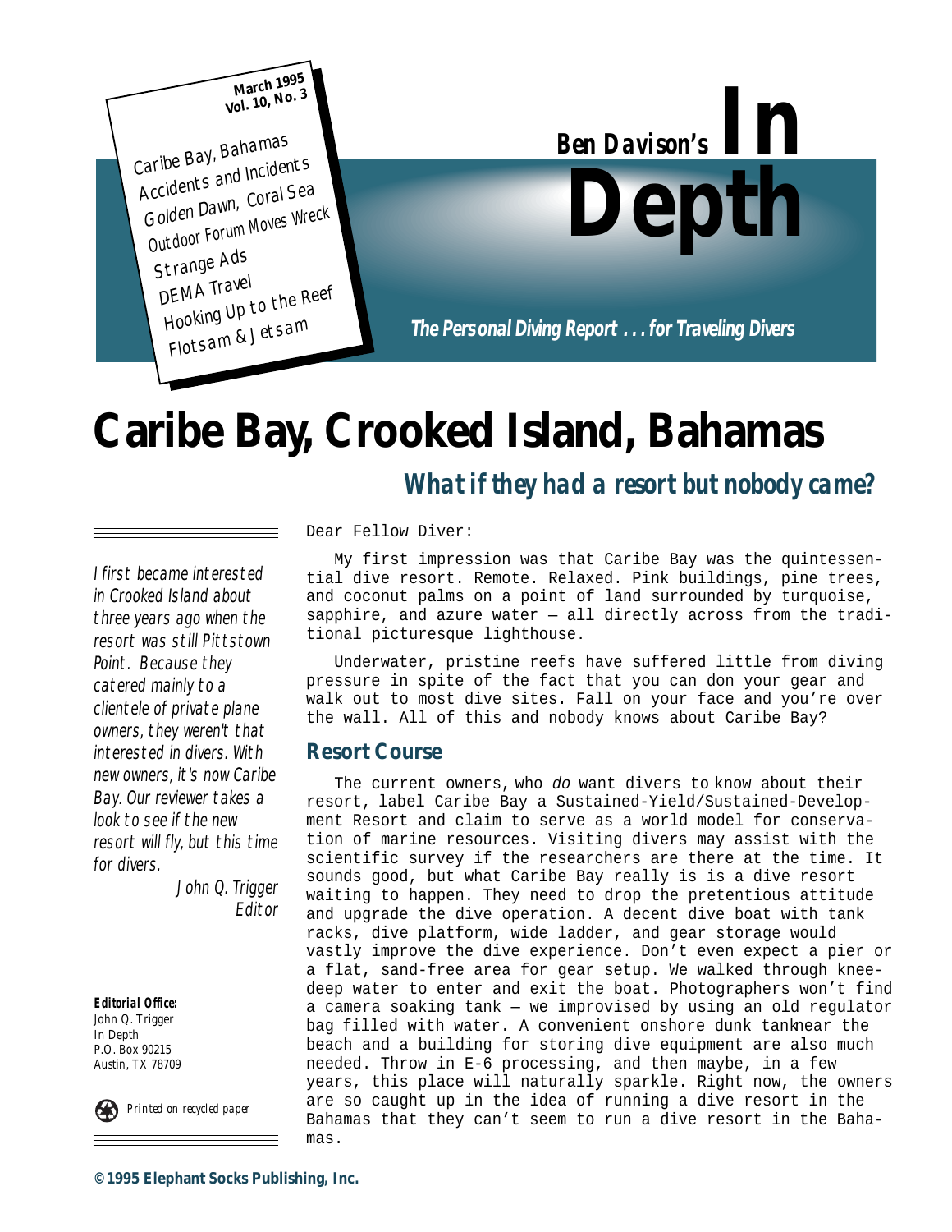March 1995
Vol. 10, No. 3

Caribe Bay, Bahamas
Accidents and Incidents
Golden Dawn, Coral Sea
Outdoor Forum Moves Wreck
Strange Ads
DEMA Travel
Hooking Up to the Reef
Flotsam & Jetsam

# Ben Davison's In Depth

*The Personal Diving Report . . . for Traveling Divers*

# Caribe Bay, Crooked Island, Bahamas

## *What if they had a resort but nobody came?*

*I first became interested in Crooked Island about three years ago when the resort was still Pittstown Point. Because they catered mainly to a clientele of private plane owners, they weren't that interested in divers. With new owners, it's now Caribe Bay. Our reviewer takes a look to see if the new resort will fly, but this time for divers.*

*John Q. Trigger*
*Editor*

**Editorial Office:**
John Q. Trigger
In Depth
P.O. Box 90215
Austin, TX 78709

*Printed on recycled paper*

Dear Fellow Diver:

My first impression was that Caribe Bay was the quintessential dive resort. Remote. Relaxed. Pink buildings, pine trees, and coconut palms on a point of land surrounded by turquoise, sapphire, and azure water — all directly across from the traditional picturesque lighthouse.

Underwater, pristine reefs have suffered little from diving pressure in spite of the fact that you can don your gear and walk out to most dive sites. Fall on your face and you're over the wall. All of this and nobody knows about Caribe Bay?

### Resort Course

The current owners, who *do* want divers to know about their resort, label Caribe Bay a Sustained-Yield/Sustained-Development Resort and claim to serve as a world model for conservation of marine resources. Visiting divers may assist with the scientific survey if the researchers are there at the time. It sounds good, but what Caribe Bay really is is a dive resort waiting to happen. They need to drop the pretentious attitude and upgrade the dive operation. A decent dive boat with tank racks, dive platform, wide ladder, and gear storage would vastly improve the dive experience. Don't even expect a pier or a flat, sand-free area for gear setup. We walked through knee-deep water to enter and exit the boat. Photographers won't find a camera soaking tank — we improvised by using an old regulator bag filled with water. A convenient onshore dunk tank near the beach and a building for storing dive equipment are also much needed. Throw in E-6 processing, and then maybe, in a few years, this place will naturally sparkle. Right now, the owners are so caught up in the idea of running a dive resort in the Bahamas that they can't seem to run a dive resort in the Bahamas.

© 1995 Elephant Socks Publishing, Inc.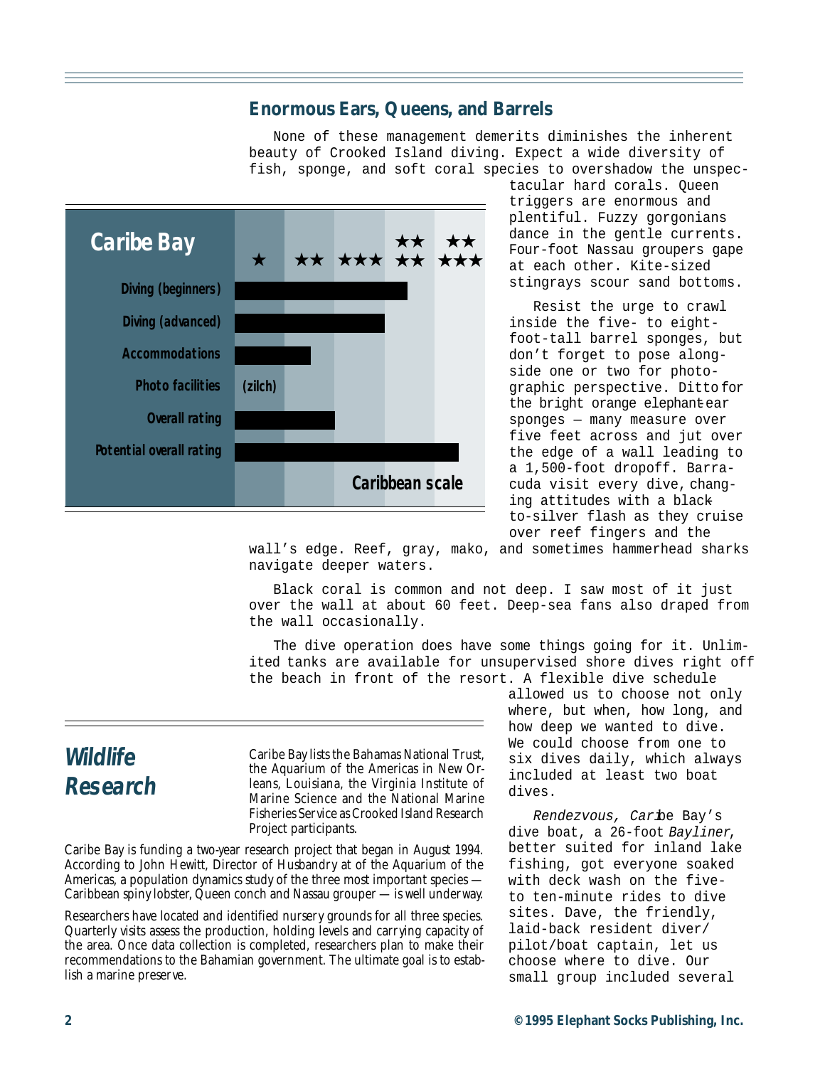## Enormous Ears, Queens, and Barrels

None of these management demerits diminishes the inherent beauty of Crooked Island diving. Expect a wide diversity of fish, sponge, and soft coral species to overshadow the unspectacular hard corals. Queen triggers are enormous and plentiful. Fuzzy gorgonians dance in the gentle currents. Four-foot Nassau groupers gape at each other. Kite-sized stingrays scour sand bottoms.

Resist the urge to crawl inside the five- to eight-foot-tall barrel sponges, but don't forget to pose alongside one or two for photographic perspective. Ditto for the bright orange elephant-ear sponges — many measure over five feet across and jut over the edge of a wall leading to a 1,500-foot dropoff. Barracuda visit every dive, changing attitudes with a black-to-silver flash as they cruise over reef fingers and the wall's edge. Reef, gray, mako, and sometimes hammerhead sharks navigate deeper waters.

Black coral is common and not deep. I saw most of it just over the wall at about 60 feet. Deep-sea fans also draped from the wall occasionally.

The dive operation does have some things going for it. Unlimited tanks are available for unsupervised shore dives right off the beach in front of the resort. A flexible dive schedule allowed us to choose not only where, but when, how long, and how deep we wanted to dive. We could choose from one to six dives daily, which always included at least two boat dives.

*Rendezvous*, Caribe Bay's dive boat, a 26-foot *Bayliner*, better suited for inland lake fishing, got everyone soaked with deck wash on the five- to ten-minute rides to dive sites. Dave, the friendly, laid-back resident diver/pilot/boat captain, let us choose where to dive. Our small group included several

### Caribe Bay

| Category | Rating (Caribbean scale: ★ to ★★★★★) |
|---|---|
| Diving (beginners) | ★★★½ |
| Diving (advanced) | ★★★ |
| Accommodations | ★½ |
| Photo facilities | (zilch) |
| Overall rating | ★★ |
| Potential overall rating | ★★★★½ |

*Caribbean scale*

## *Wildlife Research*

Caribe Bay lists the Bahamas National Trust, the Aquarium of the Americas in New Orleans, Louisiana, the Virginia Institute of Marine Science and the National Marine Fisheries Service as Crooked Island Research Project participants.

Caribe Bay is funding a two-year research project that began in August 1994. According to John Hewitt, Director of Husbandry at of the Aquarium of the Americas, a population dynamics study of the three most important species — Caribbean spiny lobster, Queen conch and Nassau grouper — is well underway.

Researchers have located and identified nursery grounds for all three species. Quarterly visits assess the production, holding levels and carrying capacity of the area. Once data collection is completed, researchers plan to make their recommendations to the Bahamian government. The ultimate goal is to establish a marine preserve.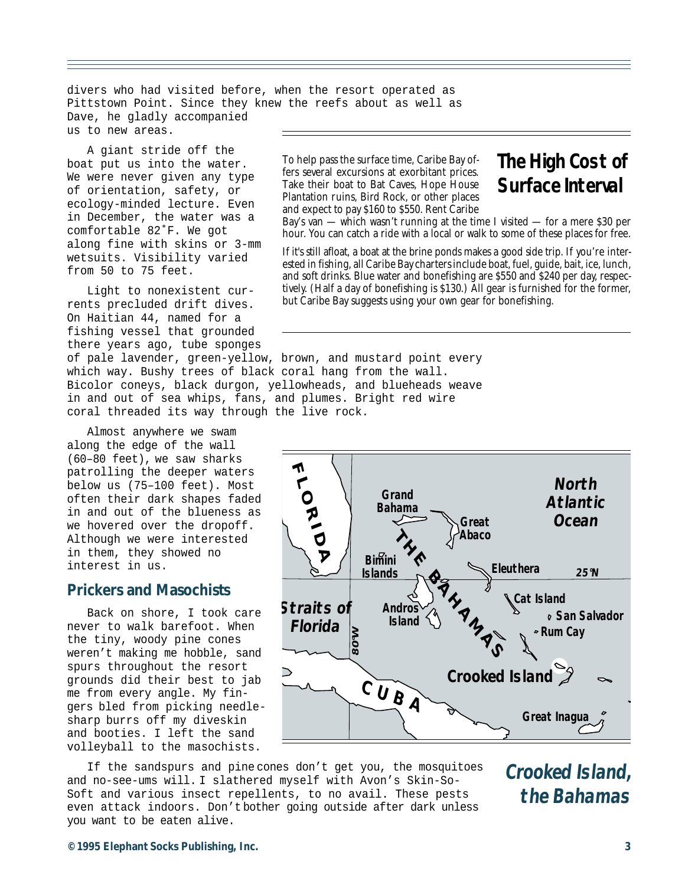divers who had visited before, when the resort operated as Pittstown Point. Since they knew the reefs about as well as Dave, he gladly accompanied us to new areas.

A giant stride off the boat put us into the water. We were never given any type of orientation, safety, or ecology-minded lecture. Even in December, the water was a comfortable 82˚F. We got along fine with skins or 3-mm wetsuits. Visibility varied from 50 to 75 feet.

Light to nonexistent currents precluded drift dives. On Haitian 44, named for a fishing vessel that grounded there years ago, tube sponges of pale lavender, green-yellow, brown, and mustard point every which way. Bushy trees of black coral hang from the wall. Bicolor coneys, black durgon, yellowheads, and blueheads weave in and out of sea whips, fans, and plumes. Bright red wire coral threaded its way through the live rock.

Almost anywhere we swam along the edge of the wall (60–80 feet), we saw sharks patrolling the deeper waters below us (75–100 feet). Most often their dark shapes faded in and out of the blueness as we hovered over the dropoff. Although we were interested in them, they showed no interest in us.

## The High Cost of Surface Interval

To help pass the surface time, Caribe Bay offers several excursions at exorbitant prices. Take their boat to Bat Caves, Hope House Plantation ruins, Bird Rock, or other places and expect to pay $160 to $550. Rent Caribe Bay's van — which wasn't running at the time I visited — for a mere $30 per hour. You can catch a ride with a local or walk to some of these places for free.

If it's still afloat, a boat at the brine ponds makes a good side trip. If you're interested in fishing, all Caribe Bay charters include boat, fuel, guide, bait, ice, lunch, and soft drinks. Blue water and bonefishing are $550 and $240 per day, respectively. (Half a day of bonefishing is $130.) All gear is furnished for the former, but Caribe Bay suggests using your own gear for bonefishing.

## Prickers and Masochists

Back on shore, I took care never to walk barefoot. When the tiny, woody pine cones weren't making me hobble, sand spurs throughout the resort grounds did their best to jab me from every angle. My fingers bled from picking needle-sharp burrs off my diveskin and booties. I left the sand volleyball to the masochists.

If the sandspurs and pine cones don't get you, the mosquitoes and no-see-ums will. I slathered myself with Avon's Skin-So-Soft and various insect repellents, to no avail. These pests even attack indoors. Don't bother going outside after dark unless you want to be eaten alive.

FLORIDA · Grand Bahama · Great Abaco · North Atlantic Ocean · THE BAHAMAS · Bimini Islands · Eleuthera · 25°N · Cat Island · San Salvador · Rum Cay · Straits of Florida · Andros Island · 80°W · Crooked Island · CUBA · Great Inagua

**Crooked Island, the Bahamas**

© 1995 Elephant Socks Publishing, Inc.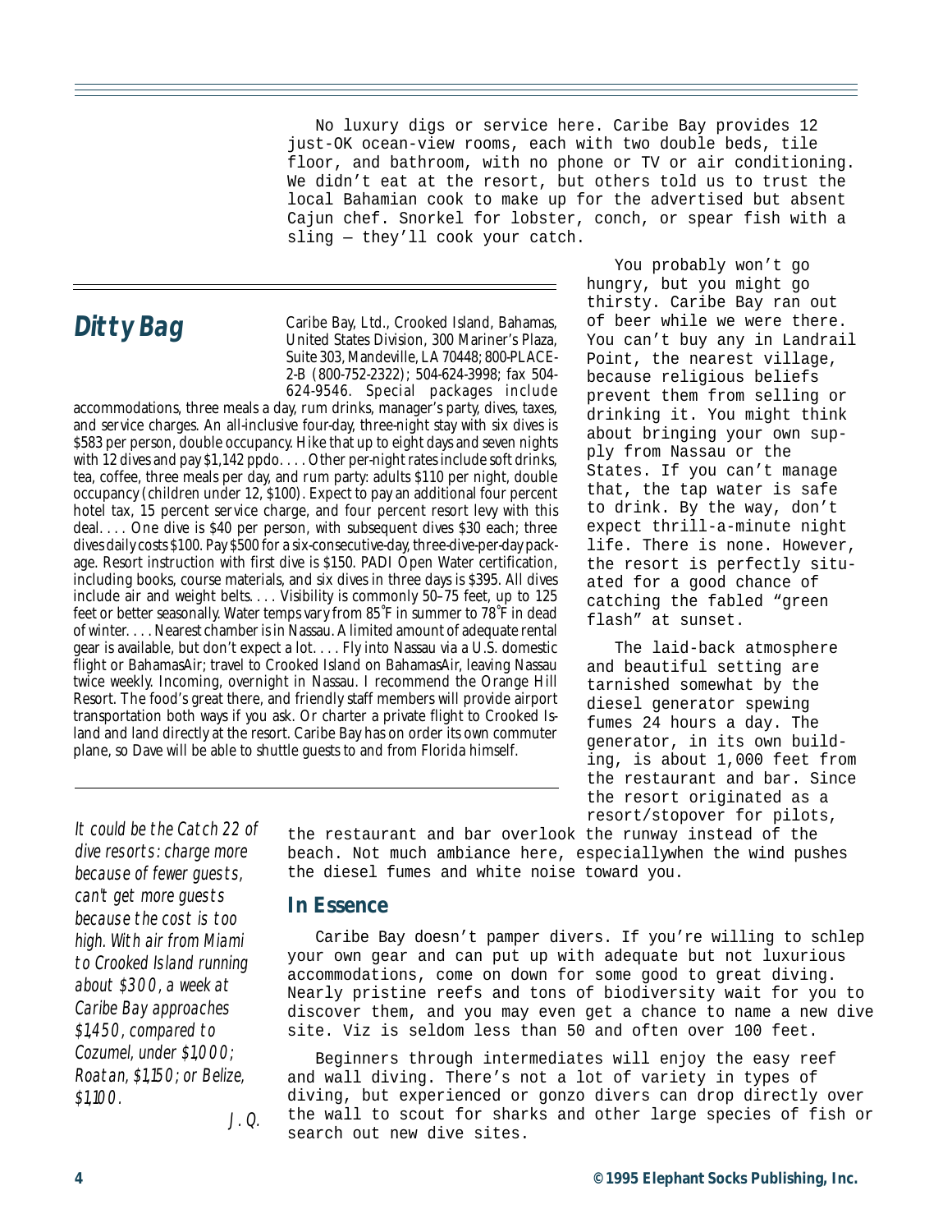No luxury digs or service here. Caribe Bay provides 12 just-OK ocean-view rooms, each with two double beds, tile floor, and bathroom, with no phone or TV or air conditioning. We didn't eat at the resort, but others told us to trust the local Bahamian cook to make up for the advertised but absent Cajun chef. Snorkel for lobster, conch, or spear fish with a sling — they'll cook your catch.

You probably won't go hungry, but you might go thirsty. Caribe Bay ran out of beer while we were there. You can't buy any in Landrail Point, the nearest village, because religious beliefs prevent them from selling or drinking it. You might think about bringing your own supply from Nassau or the States. If you can't manage that, the tap water is safe to drink. By the way, don't expect thrill-a-minute night life. There is none. However, the resort is perfectly situated for a good chance of catching the fabled "green flash" at sunset.

The laid-back atmosphere and beautiful setting are tarnished somewhat by the diesel generator spewing fumes 24 hours a day. The generator, in its own building, is about 1,000 feet from the restaurant and bar. Since the resort originated as a resort/stopover for pilots, the restaurant and bar overlook the runway instead of the beach. Not much ambiance here, especiallywhen the wind pushes the diesel fumes and white noise toward you.

## Ditty Bag

Caribe Bay, Ltd., Crooked Island, Bahamas, United States Division, 300 Mariner's Plaza, Suite 303, Mandeville, LA 70448; 800-PLACE-2-B (800-752-2322); 504-624-3998; fax 504-624-9546. Special packages include accommodations, three meals a day, rum drinks, manager's party, dives, taxes, and service charges. An all-inclusive four-day, three-night stay with six dives is $583 per person, double occupancy. Hike that up to eight days and seven nights with 12 dives and pay $1,142 ppdo. . . . Other per-night rates include soft drinks, tea, coffee, three meals per day, and rum party: adults $110 per night, double occupancy (children under 12, $100). Expect to pay an additional four percent hotel tax, 15 percent service charge, and four percent resort levy with this deal. . . . One dive is $40 per person, with subsequent dives $30 each; three dives daily costs $100. Pay $500 for a six-consecutive-day, three-dive-per-day package. Resort instruction with first dive is $150. PADI Open Water certification, including books, course materials, and six dives in three days is $395. All dives include air and weight belts. . . . Visibility is commonly 50–75 feet, up to 125 feet or better seasonally. Water temps vary from 85˚F in summer to 78˚F in dead of winter. . . . Nearest chamber is in Nassau. A limited amount of adequate rental gear is available, but don't expect a lot. . . . Fly into Nassau via a U.S. domestic flight or BahamasAir; travel to Crooked Island on BahamasAir, leaving Nassau twice weekly. Incoming, overnight in Nassau. I recommend the Orange Hill Resort. The food's great there, and friendly staff members will provide airport transportation both ways if you ask. Or charter a private flight to Crooked Island and land directly at the resort. Caribe Bay has on order its own commuter plane, so Dave will be able to shuttle guests to and from Florida himself.

*It could be the Catch 22 of dive resorts: charge more because of fewer guests, can't get more guests because the cost is too high. With air from Miami to Crooked Island running about $300, a week at Caribe Bay approaches $1,450, compared to Cozumel, under $1,000; Roatan, $1,150; or Belize, $1,100.*

*J. Q.*

## In Essence

Caribe Bay doesn't pamper divers. If you're willing to schlep your own gear and can put up with adequate but not luxurious accommodations, come on down for some good to great diving. Nearly pristine reefs and tons of biodiversity wait for you to discover them, and you may even get a chance to name a new dive site. Viz is seldom less than 50 and often over 100 feet.

Beginners through intermediates will enjoy the easy reef and wall diving. There's not a lot of variety in types of diving, but experienced or gonzo divers can drop directly over the wall to scout for sharks and other large species of fish or search out new dive sites.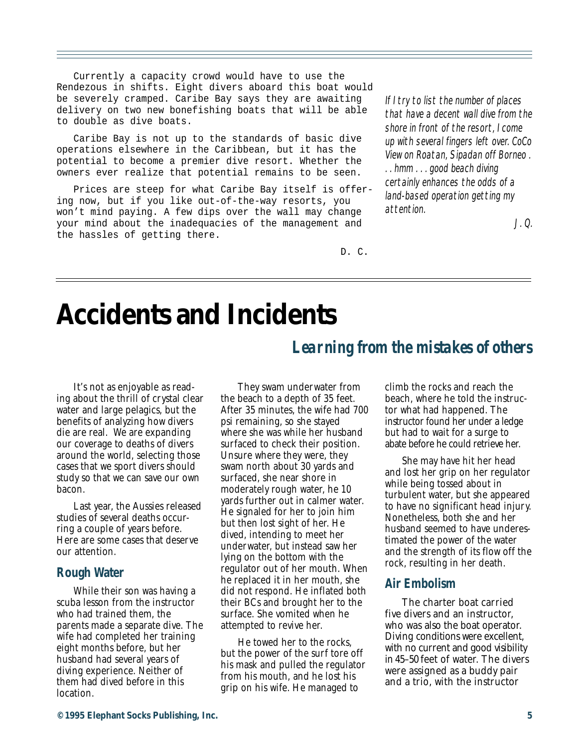Currently a capacity crowd would have to use the Rendezous in shifts. Eight divers aboard this boat would be severely cramped. Caribe Bay says they are awaiting delivery on two new bonefishing boats that will be able to double as dive boats.

Caribe Bay is not up to the standards of basic dive operations elsewhere in the Caribbean, but it has the potential to become a premier dive resort. Whether the owners ever realize that potential remains to be seen.

Prices are steep for what Caribe Bay itself is offering now, but if you like out-of-the-way resorts, you won't mind paying. A few dips over the wall may change your mind about the inadequacies of the management and the hassles of getting there.

D. C.

*If I try to list the number of places that have a decent wall dive from the shore in front of the resort, I come up with several fingers left over. CoCo View on Roatan, Sipadan off Borneo . . . hmm . . . good beach diving certainly enhances the odds of a land-based operation getting my attention.*

*J. Q.*

# Accidents and Incidents

## *Learning from the mistakes of others*

It's not as enjoyable as reading about the thrill of crystal clear water and large pelagics, but the benefits of analyzing how divers die are real. We are expanding our coverage to deaths of divers around the world, selecting those cases that we sport divers should study so that we can save our own bacon.

Last year, the Aussies released studies of several deaths occurring a couple of years before. Here are some cases that deserve our attention.

### Rough Water

While their son was having a scuba lesson from the instructor who had trained them, the parents made a separate dive. The wife had completed her training eight months before, but her husband had several years of diving experience. Neither of them had dived before in this location.

They swam underwater from the beach to a depth of 35 feet. After 35 minutes, the wife had 700 psi remaining, so she stayed where she was while her husband surfaced to check their position. Unsure where they were, they swam north about 30 yards and surfaced, she near shore in moderately rough water, he 10 yards further out in calmer water. He signaled for her to join him but then lost sight of her. He dived, intending to meet her underwater, but instead saw her lying on the bottom with the regulator out of her mouth. When he replaced it in her mouth, she did not respond. He inflated both their BCs and brought her to the surface. She vomited when he attempted to revive her.

He towed her to the rocks, but the power of the surf tore off his mask and pulled the regulator from his mouth, and he lost his grip on his wife. He managed to climb the rocks and reach the beach, where he told the instructor what had happened. The instructor found her under a ledge but had to wait for a surge to abate before he could retrieve her.

She may have hit her head and lost her grip on her regulator while being tossed about in turbulent water, but she appeared to have no significant head injury. Nonetheless, both she and her husband seemed to have underestimated the power of the water and the strength of its flow off the rock, resulting in her death.

### Air Embolism

The charter boat carried five divers and an instructor, who was also the boat operator. Diving conditions were excellent, with no current and good visibility in 45–50 feet of water. The divers were assigned as a buddy pair and a trio, with the instructor